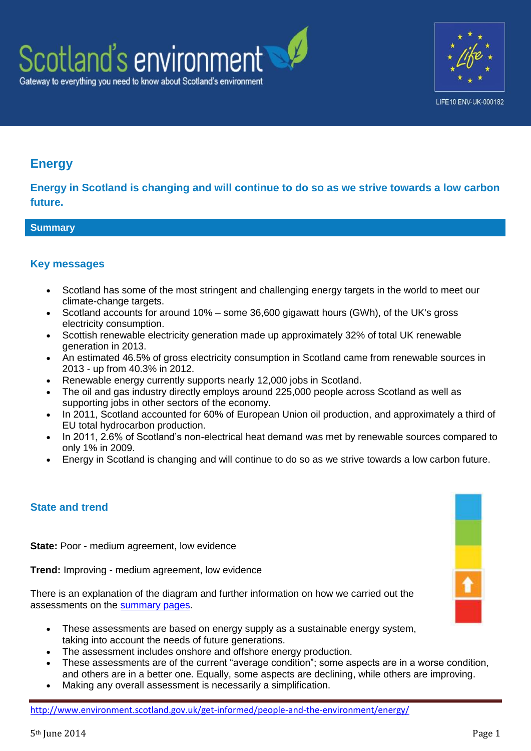Scotland's environment

Gateway to everything you need to know about Scotland's environment

LIFE10 ENV-UK-000182

# Energy

## Energy in Scotland is changing and will continue to do so as we strive towards a low carbon future.

## Summary

### Key messages

- Scotland has some of the most stringent and challenging energy targets in the world to meet our climate-change targets.
- Scotland accounts for around 10% – some 36,600 gigawatt hours (GWh), of the UK's gross electricity consumption.
- Scottish renewable electricity generation made up approximately 32% of total UK renewable generation in 2013.
- An estimated 46.5% of gross electricity consumption in Scotland came from renewable sources in 2013 - up from 40.3% in 2012.
- Renewable energy currently supports nearly 12,000 jobs in Scotland.
- The oil and gas industry directly employs around 225,000 people across Scotland as well as supporting jobs in other sectors of the economy.
- In 2011, Scotland accounted for 60% of European Union oil production, and approximately a third of EU total hydrocarbon production.
- In 2011, 2.6% of Scotland's non-electrical heat demand was met by renewable sources compared to only 1% in 2009.
- Energy in Scotland is changing and will continue to do so as we strive towards a low carbon future.

### State and trend

**State:** Poor - medium agreement, low evidence

**Trend:** Improving - medium agreement, low evidence

There is an explanation of the diagram and further information on how we carried out the assessments on the summary pages.

- These assessments are based on energy supply as a sustainable energy system, taking into account the needs of future generations.
- The assessment includes onshore and offshore energy production.
- These assessments are of the current "average condition"; some aspects are in a worse condition, and others are in a better one. Equally, some aspects are declining, while others are improving.
- Making any overall assessment is necessarily a simplification.

http://www.environment.scotland.gov.uk/get-informed/people-and-the-environment/energy/

5th June 2014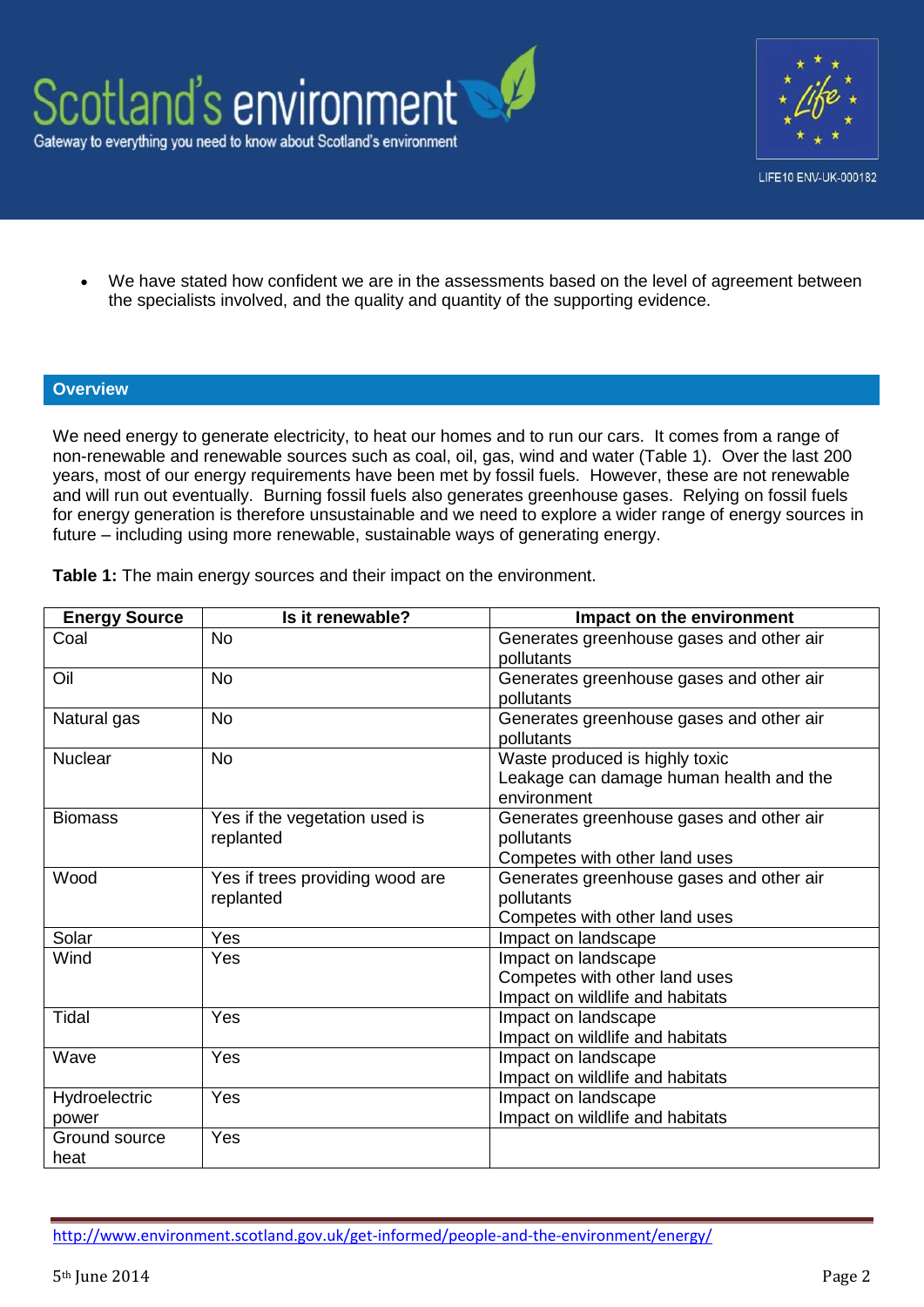- We have stated how confident we are in the assessments based on the level of agreement between the specialists involved, and the quality and quantity of the supporting evidence.

## Overview

We need energy to generate electricity, to heat our homes and to run our cars. It comes from a range of non-renewable and renewable sources such as coal, oil, gas, wind and water (Table 1). Over the last 200 years, most of our energy requirements have been met by fossil fuels. However, these are not renewable and will run out eventually. Burning fossil fuels also generates greenhouse gases. Relying on fossil fuels for energy generation is therefore unsustainable and we need to explore a wider range of energy sources in future – including using more renewable, sustainable ways of generating energy.

**Table 1:** The main energy sources and their impact on the environment.

| Energy Source | Is it renewable? | Impact on the environment |
|---|---|---|
| Coal | No | Generates greenhouse gases and other air pollutants |
| Oil | No | Generates greenhouse gases and other air pollutants |
| Natural gas | No | Generates greenhouse gases and other air pollutants |
| Nuclear | No | Waste produced is highly toxic<br>Leakage can damage human health and the environment |
| Biomass | Yes if the vegetation used is replanted | Generates greenhouse gases and other air pollutants<br>Competes with other land uses |
| Wood | Yes if trees providing wood are replanted | Generates greenhouse gases and other air pollutants<br>Competes with other land uses |
| Solar | Yes | Impact on landscape |
| Wind | Yes | Impact on landscape<br>Competes with other land uses<br>Impact on wildlife and habitats |
| Tidal | Yes | Impact on landscape<br>Impact on wildlife and habitats |
| Wave | Yes | Impact on landscape<br>Impact on wildlife and habitats |
| Hydroelectric power | Yes | Impact on landscape<br>Impact on wildlife and habitats |
| Ground source heat | Yes | |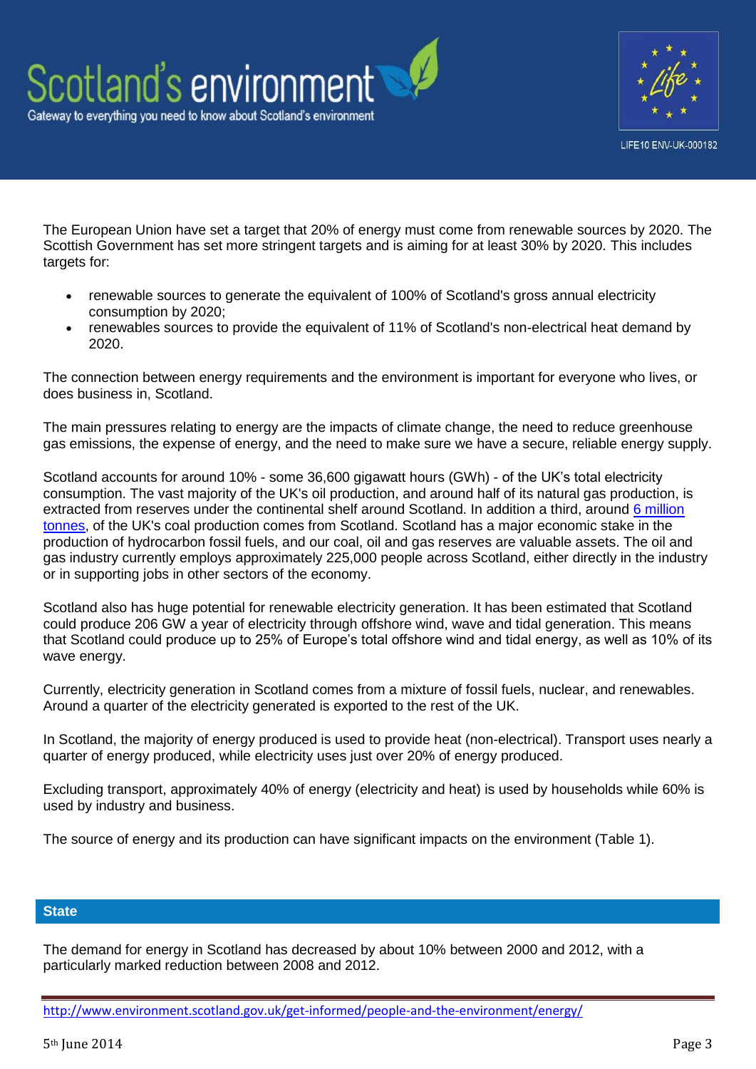The European Union have set a target that 20% of energy must come from renewable sources by 2020. The Scottish Government has set more stringent targets and is aiming for at least 30% by 2020. This includes targets for:

- renewable sources to generate the equivalent of 100% of Scotland's gross annual electricity consumption by 2020;
- renewables sources to provide the equivalent of 11% of Scotland's non-electrical heat demand by 2020.

The connection between energy requirements and the environment is important for everyone who lives, or does business in, Scotland.

The main pressures relating to energy are the impacts of climate change, the need to reduce greenhouse gas emissions, the expense of energy, and the need to make sure we have a secure, reliable energy supply.

Scotland accounts for around 10% - some 36,600 gigawatt hours (GWh) - of the UK's total electricity consumption. The vast majority of the UK's oil production, and around half of its natural gas production, is extracted from reserves under the continental shelf around Scotland. In addition a third, around 6 million tonnes, of the UK's coal production comes from Scotland. Scotland has a major economic stake in the production of hydrocarbon fossil fuels, and our coal, oil and gas reserves are valuable assets. The oil and gas industry currently employs approximately 225,000 people across Scotland, either directly in the industry or in supporting jobs in other sectors of the economy.

Scotland also has huge potential for renewable electricity generation. It has been estimated that Scotland could produce 206 GW a year of electricity through offshore wind, wave and tidal generation. This means that Scotland could produce up to 25% of Europe's total offshore wind and tidal energy, as well as 10% of its wave energy.

Currently, electricity generation in Scotland comes from a mixture of fossil fuels, nuclear, and renewables. Around a quarter of the electricity generated is exported to the rest of the UK.

In Scotland, the majority of energy produced is used to provide heat (non-electrical). Transport uses nearly a quarter of energy produced, while electricity uses just over 20% of energy produced.

Excluding transport, approximately 40% of energy (electricity and heat) is used by households while 60% is used by industry and business.

The source of energy and its production can have significant impacts on the environment (Table 1).

## State

The demand for energy in Scotland has decreased by about 10% between 2000 and 2012, with a particularly marked reduction between 2008 and 2012.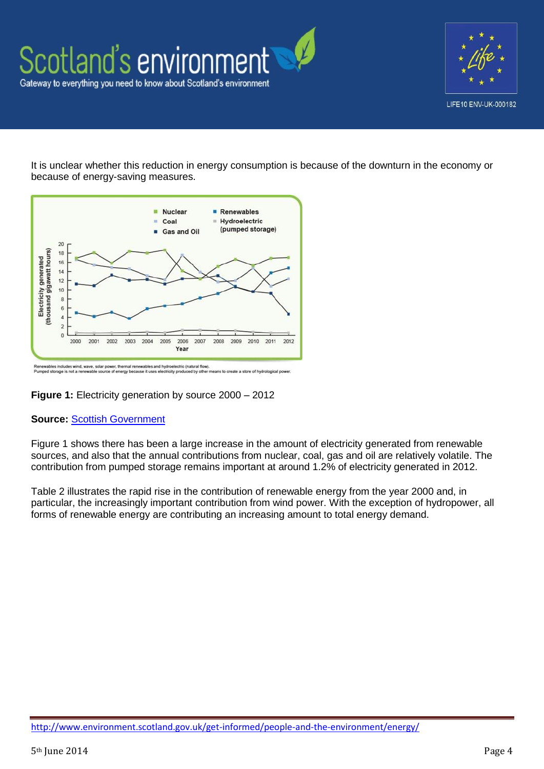It is unclear whether this reduction in energy consumption is because of the downturn in the economy or because of energy-saving measures.

Renewables includes wind, wave, solar power, thermal renewables and hydroelectric (natural flow).
Pumped storage is not a renewable source of energy because it uses electricity produced by other means to create a store of hydrological power.

**Figure 1:** Electricity generation by source 2000 – 2012

**Source:** Scottish Government

Figure 1 shows there has been a large increase in the amount of electricity generated from renewable sources, and also that the annual contributions from nuclear, coal, gas and oil are relatively volatile. The contribution from pumped storage remains important at around 1.2% of electricity generated in 2012.

Table 2 illustrates the rapid rise in the contribution of renewable energy from the year 2000 and, in particular, the increasingly important contribution from wind power. With the exception of hydropower, all forms of renewable energy are contributing an increasing amount to total energy demand.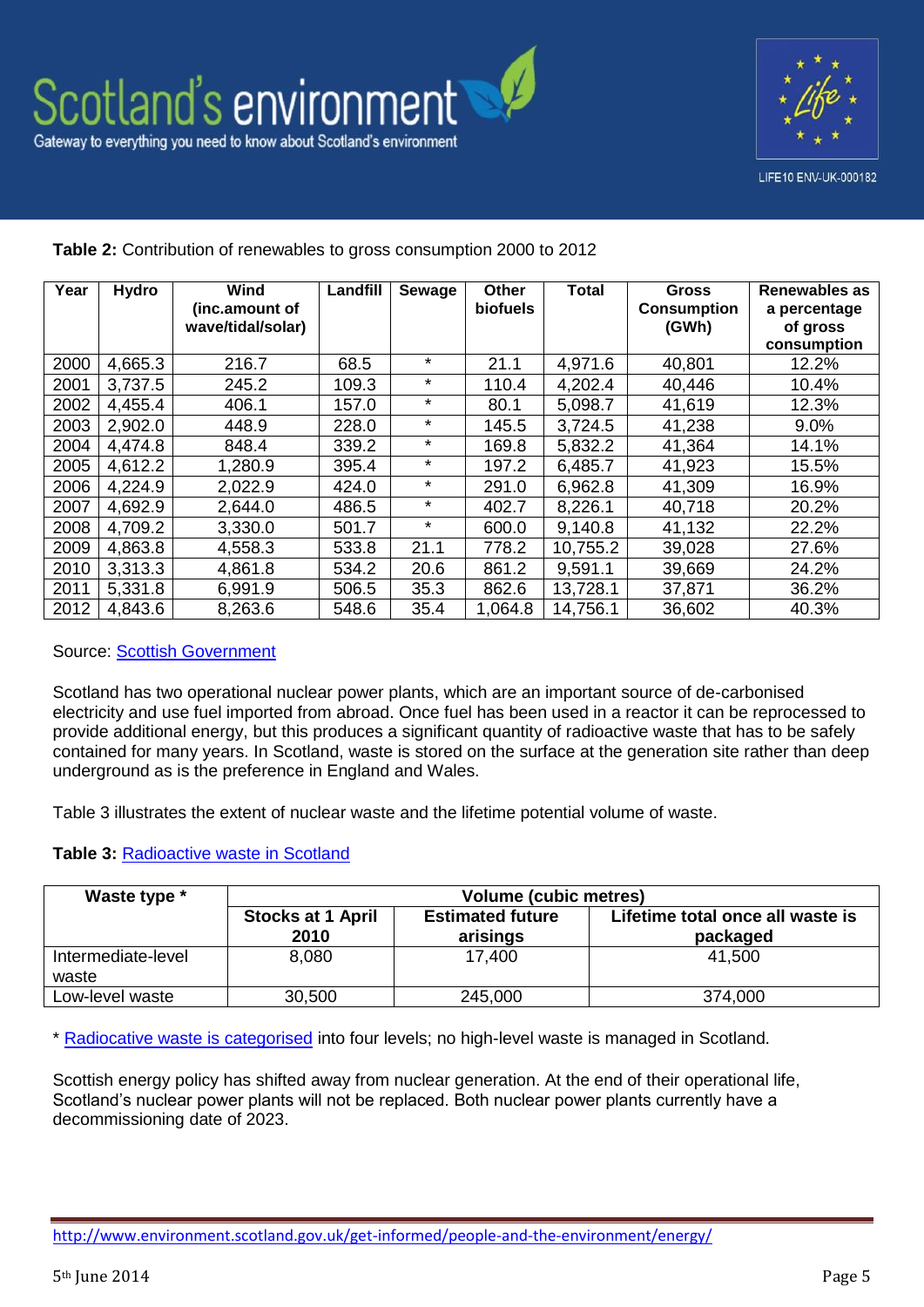**Table 2:** Contribution of renewables to gross consumption 2000 to 2012

| Year | Hydro | Wind (inc.amount of wave/tidal/solar) | Landfill | Sewage | Other biofuels | Total | Gross Consumption (GWh) | Renewables as a percentage of gross consumption |
|---|---|---|---|---|---|---|---|---|
| 2000 | 4,665.3 | 216.7 | 68.5 | * | 21.1 | 4,971.6 | 40,801 | 12.2% |
| 2001 | 3,737.5 | 245.2 | 109.3 | * | 110.4 | 4,202.4 | 40,446 | 10.4% |
| 2002 | 4,455.4 | 406.1 | 157.0 | * | 80.1 | 5,098.7 | 41,619 | 12.3% |
| 2003 | 2,902.0 | 448.9 | 228.0 | * | 145.5 | 3,724.5 | 41,238 | 9.0% |
| 2004 | 4,474.8 | 848.4 | 339.2 | * | 169.8 | 5,832.2 | 41,364 | 14.1% |
| 2005 | 4,612.2 | 1,280.9 | 395.4 | * | 197.2 | 6,485.7 | 41,923 | 15.5% |
| 2006 | 4,224.9 | 2,022.9 | 424.0 | * | 291.0 | 6,962.8 | 41,309 | 16.9% |
| 2007 | 4,692.9 | 2,644.0 | 486.5 | * | 402.7 | 8,226.1 | 40,718 | 20.2% |
| 2008 | 4,709.2 | 3,330.0 | 501.7 | * | 600.0 | 9,140.8 | 41,132 | 22.2% |
| 2009 | 4,863.8 | 4,558.3 | 533.8 | 21.1 | 778.2 | 10,755.2 | 39,028 | 27.6% |
| 2010 | 3,313.3 | 4,861.8 | 534.2 | 20.6 | 861.2 | 9,591.1 | 39,669 | 24.2% |
| 2011 | 5,331.8 | 6,991.9 | 506.5 | 35.3 | 862.6 | 13,728.1 | 37,871 | 36.2% |
| 2012 | 4,843.6 | 8,263.6 | 548.6 | 35.4 | 1,064.8 | 14,756.1 | 36,602 | 40.3% |

Source: Scottish Government

Scotland has two operational nuclear power plants, which are an important source of de-carbonised electricity and use fuel imported from abroad. Once fuel has been used in a reactor it can be reprocessed to provide additional energy, but this produces a significant quantity of radioactive waste that has to be safely contained for many years. In Scotland, waste is stored on the surface at the generation site rather than deep underground as is the preference in England and Wales.

Table 3 illustrates the extent of nuclear waste and the lifetime potential volume of waste.

**Table 3:** Radioactive waste in Scotland

| Waste type * | Volume (cubic metres) | | |
|---|---|---|---|
| | Stocks at 1 April 2010 | Estimated future arisings | Lifetime total once all waste is packaged |
| Intermediate-level waste | 8,080 | 17,400 | 41,500 |
| Low-level waste | 30,500 | 245,000 | 374,000 |

* Radiocative waste is categorised into four levels; no high-level waste is managed in Scotland.

Scottish energy policy has shifted away from nuclear generation. At the end of their operational life, Scotland's nuclear power plants will not be replaced. Both nuclear power plants currently have a decommissioning date of 2023.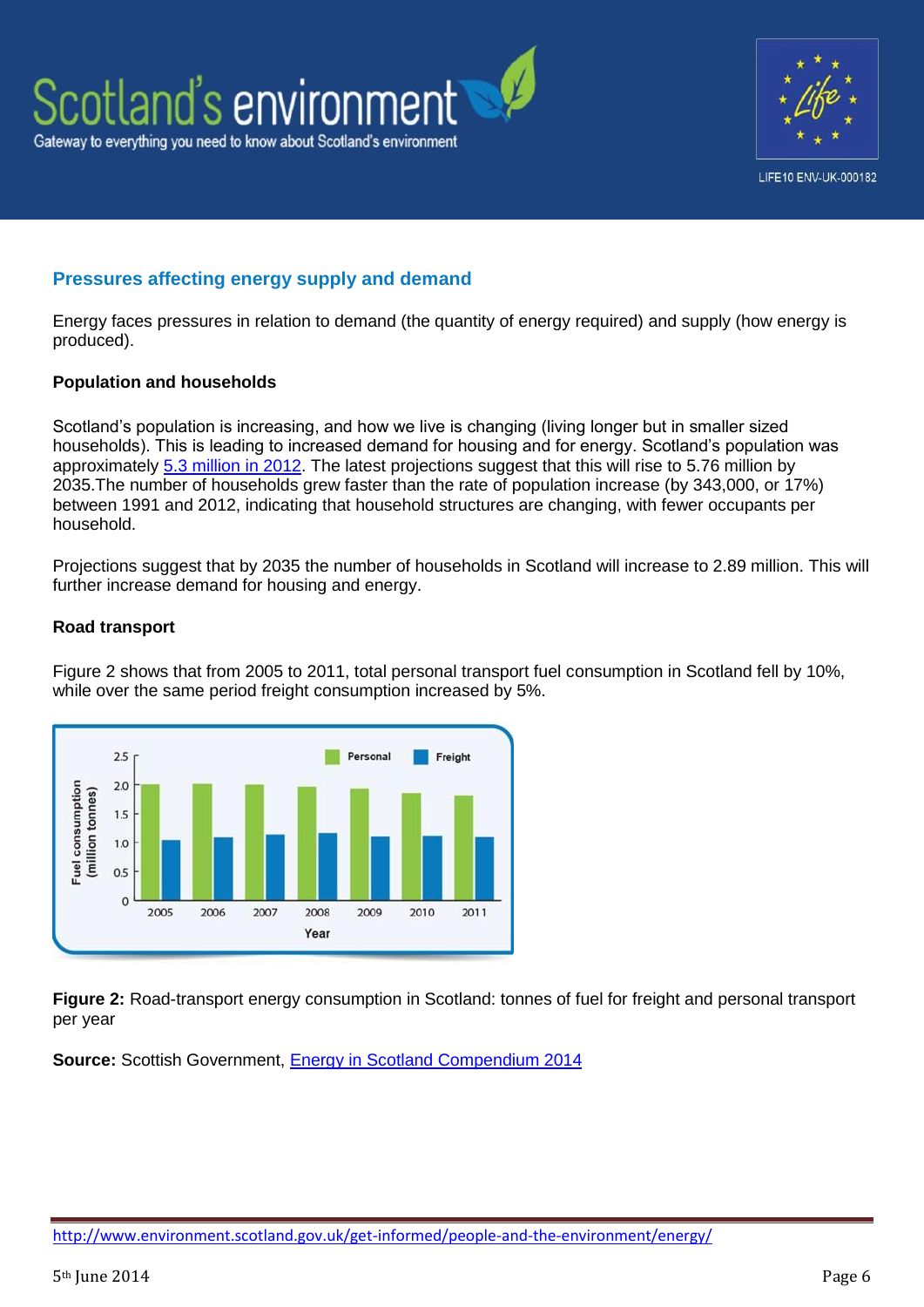## Pressures affecting energy supply and demand

Energy faces pressures in relation to demand (the quantity of energy required) and supply (how energy is produced).

### Population and households

Scotland's population is increasing, and how we live is changing (living longer but in smaller sized households). This is leading to increased demand for housing and for energy. Scotland's population was approximately 5.3 million in 2012. The latest projections suggest that this will rise to 5.76 million by 2035.The number of households grew faster than the rate of population increase (by 343,000, or 17%) between 1991 and 2012, indicating that household structures are changing, with fewer occupants per household.

Projections suggest that by 2035 the number of households in Scotland will increase to 2.89 million. This will further increase demand for housing and energy.

### Road transport

Figure 2 shows that from 2005 to 2011, total personal transport fuel consumption in Scotland fell by 10%, while over the same period freight consumption increased by 5%.

**Figure 2:** Road-transport energy consumption in Scotland: tonnes of fuel for freight and personal transport per year

**Source:** Scottish Government, Energy in Scotland Compendium 2014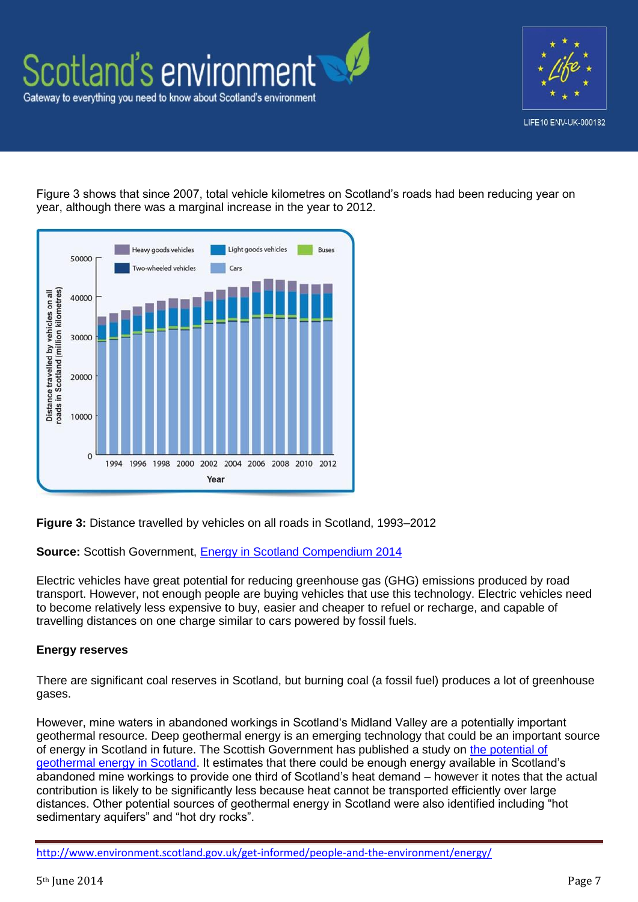Figure 3 shows that since 2007, total vehicle kilometres on Scotland's roads had been reducing year on year, although there was a marginal increase in the year to 2012.

**Figure 3:** Distance travelled by vehicles on all roads in Scotland, 1993–2012

**Source:** Scottish Government, [Energy in Scotland Compendium 2014](#)

Electric vehicles have great potential for reducing greenhouse gas (GHG) emissions produced by road transport. However, not enough people are buying vehicles that use this technology. Electric vehicles need to become relatively less expensive to buy, easier and cheaper to refuel or recharge, and capable of travelling distances on one charge similar to cars powered by fossil fuels.

**Energy reserves**

There are significant coal reserves in Scotland, but burning coal (a fossil fuel) produces a lot of greenhouse gases.

However, mine waters in abandoned workings in Scotland's Midland Valley are a potentially important geothermal resource. Deep geothermal energy is an emerging technology that could be an important source of energy in Scotland in future. The Scottish Government has published a study on [the potential of geothermal energy in Scotland](#). It estimates that there could be enough energy available in Scotland's abandoned mine workings to provide one third of Scotland's heat demand – however it notes that the actual contribution is likely to be significantly less because heat cannot be transported efficiently over large distances. Other potential sources of geothermal energy in Scotland were also identified including "hot sedimentary aquifers" and "hot dry rocks".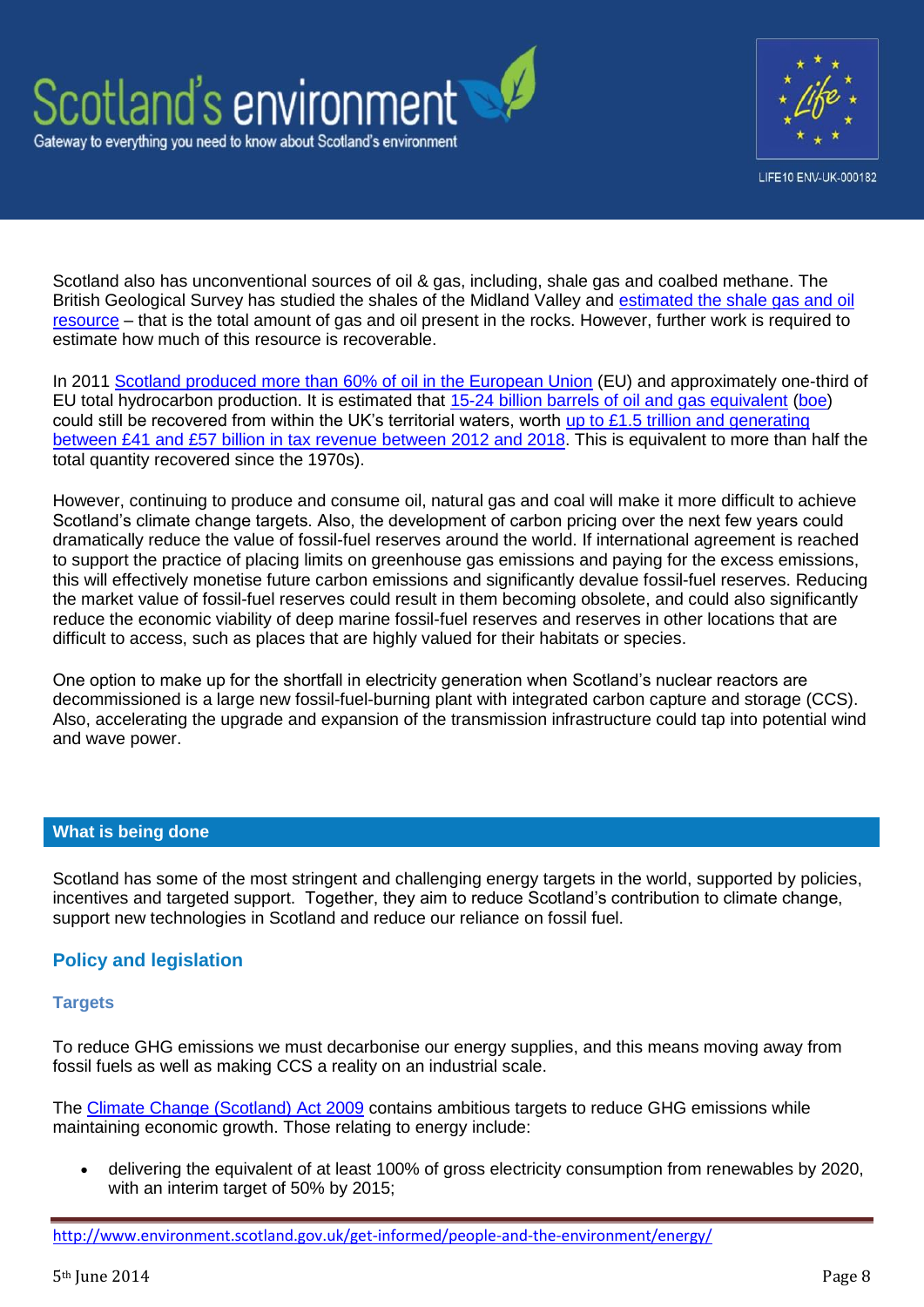Scotland also has unconventional sources of oil & gas, including, shale gas and coalbed methane. The British Geological Survey has studied the shales of the Midland Valley and estimated the shale gas and oil resource – that is the total amount of gas and oil present in the rocks. However, further work is required to estimate how much of this resource is recoverable.

In 2011 Scotland produced more than 60% of oil in the European Union (EU) and approximately one-third of EU total hydrocarbon production. It is estimated that 15-24 billion barrels of oil and gas equivalent (boe) could still be recovered from within the UK's territorial waters, worth up to £1.5 trillion and generating between £41 and £57 billion in tax revenue between 2012 and 2018. This is equivalent to more than half the total quantity recovered since the 1970s).

However, continuing to produce and consume oil, natural gas and coal will make it more difficult to achieve Scotland's climate change targets. Also, the development of carbon pricing over the next few years could dramatically reduce the value of fossil-fuel reserves around the world. If international agreement is reached to support the practice of placing limits on greenhouse gas emissions and paying for the excess emissions, this will effectively monetise future carbon emissions and significantly devalue fossil-fuel reserves. Reducing the market value of fossil-fuel reserves could result in them becoming obsolete, and could also significantly reduce the economic viability of deep marine fossil-fuel reserves and reserves in other locations that are difficult to access, such as places that are highly valued for their habitats or species.

One option to make up for the shortfall in electricity generation when Scotland's nuclear reactors are decommissioned is a large new fossil-fuel-burning plant with integrated carbon capture and storage (CCS). Also, accelerating the upgrade and expansion of the transmission infrastructure could tap into potential wind and wave power.

## What is being done

Scotland has some of the most stringent and challenging energy targets in the world, supported by policies, incentives and targeted support. Together, they aim to reduce Scotland's contribution to climate change, support new technologies in Scotland and reduce our reliance on fossil fuel.

### Policy and legislation

#### Targets

To reduce GHG emissions we must decarbonise our energy supplies, and this means moving away from fossil fuels as well as making CCS a reality on an industrial scale.

The Climate Change (Scotland) Act 2009 contains ambitious targets to reduce GHG emissions while maintaining economic growth. Those relating to energy include:

- delivering the equivalent of at least 100% of gross electricity consumption from renewables by 2020, with an interim target of 50% by 2015;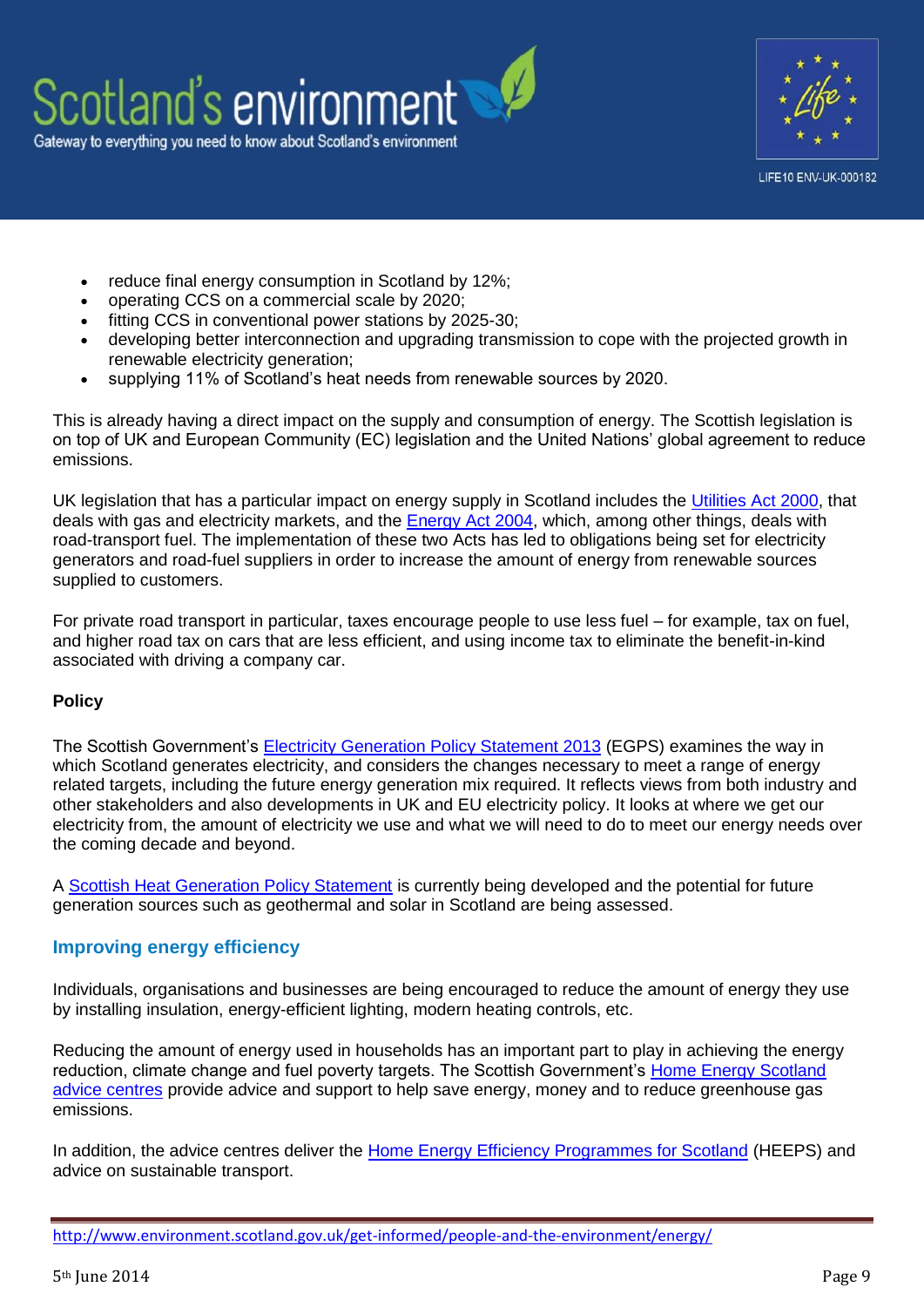- reduce final energy consumption in Scotland by 12%;
- operating CCS on a commercial scale by 2020;
- fitting CCS in conventional power stations by 2025-30;
- developing better interconnection and upgrading transmission to cope with the projected growth in renewable electricity generation;
- supplying 11% of Scotland's heat needs from renewable sources by 2020.

This is already having a direct impact on the supply and consumption of energy. The Scottish legislation is on top of UK and European Community (EC) legislation and the United Nations' global agreement to reduce emissions.

UK legislation that has a particular impact on energy supply in Scotland includes the Utilities Act 2000, that deals with gas and electricity markets, and the Energy Act 2004, which, among other things, deals with road-transport fuel. The implementation of these two Acts has led to obligations being set for electricity generators and road-fuel suppliers in order to increase the amount of energy from renewable sources supplied to customers.

For private road transport in particular, taxes encourage people to use less fuel – for example, tax on fuel, and higher road tax on cars that are less efficient, and using income tax to eliminate the benefit-in-kind associated with driving a company car.

**Policy**

The Scottish Government's Electricity Generation Policy Statement 2013 (EGPS) examines the way in which Scotland generates electricity, and considers the changes necessary to meet a range of energy related targets, including the future energy generation mix required. It reflects views from both industry and other stakeholders and also developments in UK and EU electricity policy. It looks at where we get our electricity from, the amount of electricity we use and what we will need to do to meet our energy needs over the coming decade and beyond.

A Scottish Heat Generation Policy Statement is currently being developed and the potential for future generation sources such as geothermal and solar in Scotland are being assessed.

## Improving energy efficiency

Individuals, organisations and businesses are being encouraged to reduce the amount of energy they use by installing insulation, energy-efficient lighting, modern heating controls, etc.

Reducing the amount of energy used in households has an important part to play in achieving the energy reduction, climate change and fuel poverty targets. The Scottish Government's Home Energy Scotland advice centres provide advice and support to help save energy, money and to reduce greenhouse gas emissions.

In addition, the advice centres deliver the Home Energy Efficiency Programmes for Scotland (HEEPS) and advice on sustainable transport.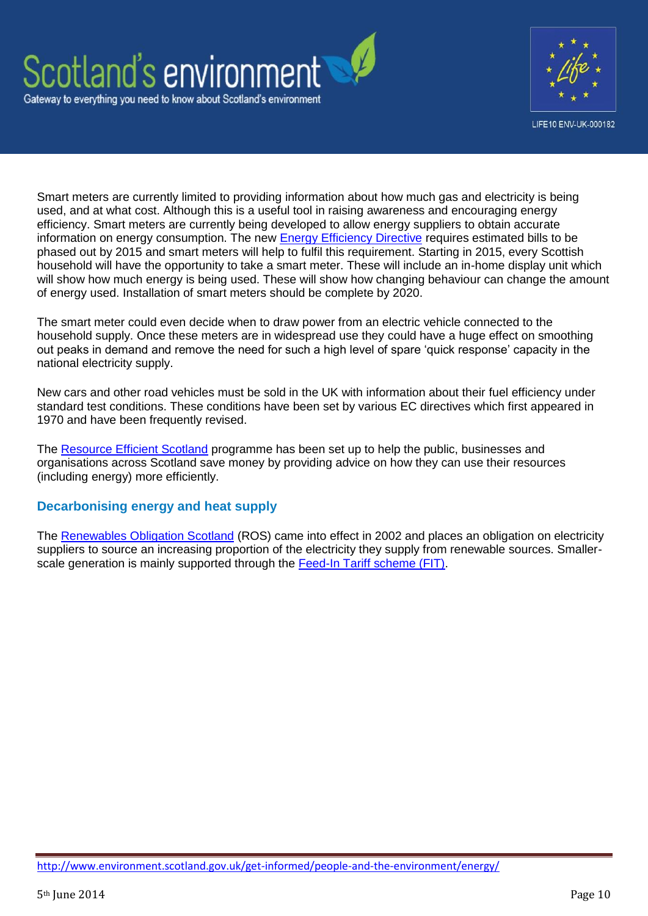Smart meters are currently limited to providing information about how much gas and electricity is being used, and at what cost. Although this is a useful tool in raising awareness and encouraging energy efficiency. Smart meters are currently being developed to allow energy suppliers to obtain accurate information on energy consumption. The new [Energy Efficiency Directive](#) requires estimated bills to be phased out by 2015 and smart meters will help to fulfil this requirement. Starting in 2015, every Scottish household will have the opportunity to take a smart meter. These will include an in-home display unit which will show how much energy is being used. These will show how changing behaviour can change the amount of energy used. Installation of smart meters should be complete by 2020.

The smart meter could even decide when to draw power from an electric vehicle connected to the household supply. Once these meters are in widespread use they could have a huge effect on smoothing out peaks in demand and remove the need for such a high level of spare 'quick response' capacity in the national electricity supply.

New cars and other road vehicles must be sold in the UK with information about their fuel efficiency under standard test conditions. These conditions have been set by various EC directives which first appeared in 1970 and have been frequently revised.

The [Resource Efficient Scotland](#) programme has been set up to help the public, businesses and organisations across Scotland save money by providing advice on how they can use their resources (including energy) more efficiently.

### Decarbonising energy and heat supply

The [Renewables Obligation Scotland](#) (ROS) came into effect in 2002 and places an obligation on electricity suppliers to source an increasing proportion of the electricity they supply from renewable sources. Smaller-scale generation is mainly supported through the [Feed-In Tariff scheme (FIT)](#).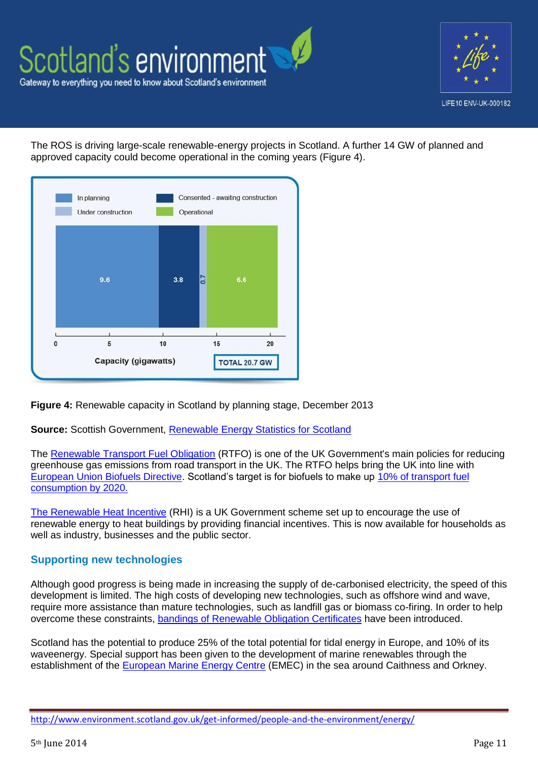The ROS is driving large-scale renewable-energy projects in Scotland. A further 14 GW of planned and approved capacity could become operational in the coming years (Figure 4).

| In planning | Consented - awaiting construction | Under construction | Operational | TOTAL |
|---|---|---|---|---|
| 9.6 | 3.8 | 0.7 | 6.6 | 20.7 GW |

Capacity (gigawatts)

**Figure 4:** Renewable capacity in Scotland by planning stage, December 2013

**Source:** Scottish Government, Renewable Energy Statistics for Scotland

The Renewable Transport Fuel Obligation (RTFO) is one of the UK Government's main policies for reducing greenhouse gas emissions from road transport in the UK. The RTFO helps bring the UK into line with European Union Biofuels Directive. Scotland's target is for biofuels to make up 10% of transport fuel consumption by 2020.

The Renewable Heat Incentive (RHI) is a UK Government scheme set up to encourage the use of renewable energy to heat buildings by providing financial incentives. This is now available for households as well as industry, businesses and the public sector.

## Supporting new technologies

Although good progress is being made in increasing the supply of de-carbonised electricity, the speed of this development is limited. The high costs of developing new technologies, such as offshore wind and wave, require more assistance than mature technologies, such as landfill gas or biomass co-firing. In order to help overcome these constraints, bandings of Renewable Obligation Certificates have been introduced.

Scotland has the potential to produce 25% of the total potential for tidal energy in Europe, and 10% of its waveenergy. Special support has been given to the development of marine renewables through the establishment of the European Marine Energy Centre (EMEC) in the sea around Caithness and Orkney.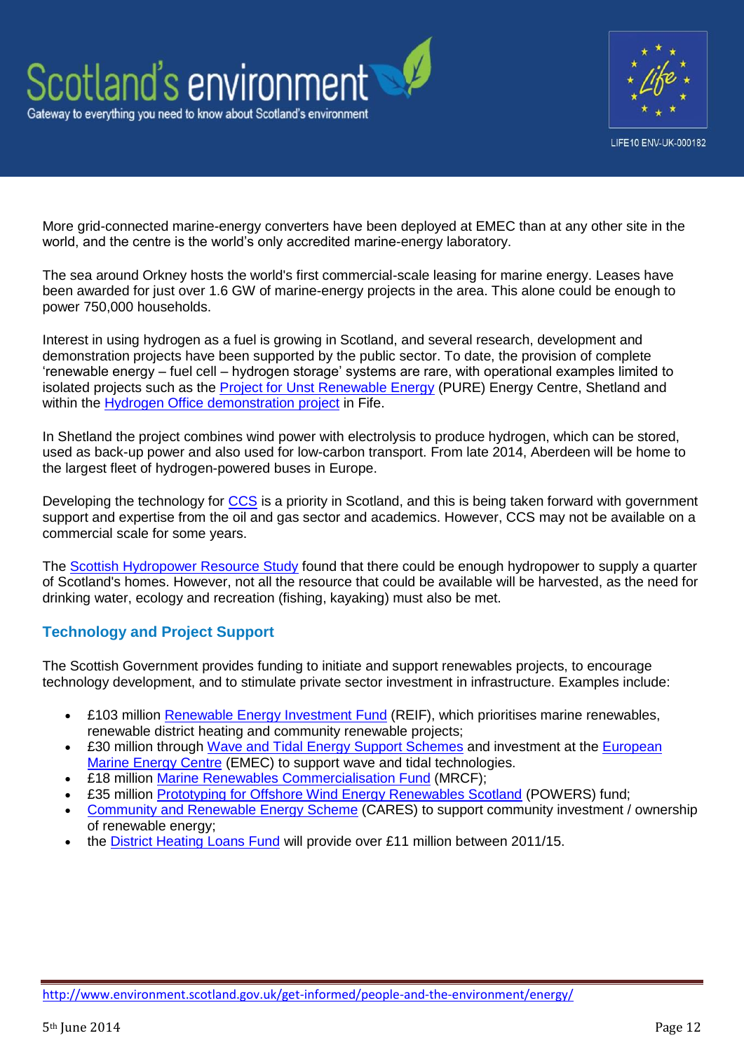More grid-connected marine-energy converters have been deployed at EMEC than at any other site in the world, and the centre is the world's only accredited marine-energy laboratory.

The sea around Orkney hosts the world's first commercial-scale leasing for marine energy. Leases have been awarded for just over 1.6 GW of marine-energy projects in the area. This alone could be enough to power 750,000 households.

Interest in using hydrogen as a fuel is growing in Scotland, and several research, development and demonstration projects have been supported by the public sector. To date, the provision of complete 'renewable energy – fuel cell – hydrogen storage' systems are rare, with operational examples limited to isolated projects such as the Project for Unst Renewable Energy (PURE) Energy Centre, Shetland and within the Hydrogen Office demonstration project in Fife.

In Shetland the project combines wind power with electrolysis to produce hydrogen, which can be stored, used as back-up power and also used for low-carbon transport. From late 2014, Aberdeen will be home to the largest fleet of hydrogen-powered buses in Europe.

Developing the technology for CCS is a priority in Scotland, and this is being taken forward with government support and expertise from the oil and gas sector and academics. However, CCS may not be available on a commercial scale for some years.

The Scottish Hydropower Resource Study found that there could be enough hydropower to supply a quarter of Scotland's homes. However, not all the resource that could be available will be harvested, as the need for drinking water, ecology and recreation (fishing, kayaking) must also be met.

## Technology and Project Support

The Scottish Government provides funding to initiate and support renewables projects, to encourage technology development, and to stimulate private sector investment in infrastructure. Examples include:

- £103 million Renewable Energy Investment Fund (REIF), which prioritises marine renewables, renewable district heating and community renewable projects;
- £30 million through Wave and Tidal Energy Support Schemes and investment at the European Marine Energy Centre (EMEC) to support wave and tidal technologies.
- £18 million Marine Renewables Commercialisation Fund (MRCF);
- £35 million Prototyping for Offshore Wind Energy Renewables Scotland (POWERS) fund;
- Community and Renewable Energy Scheme (CARES) to support community investment / ownership of renewable energy;
- the District Heating Loans Fund will provide over £11 million between 2011/15.